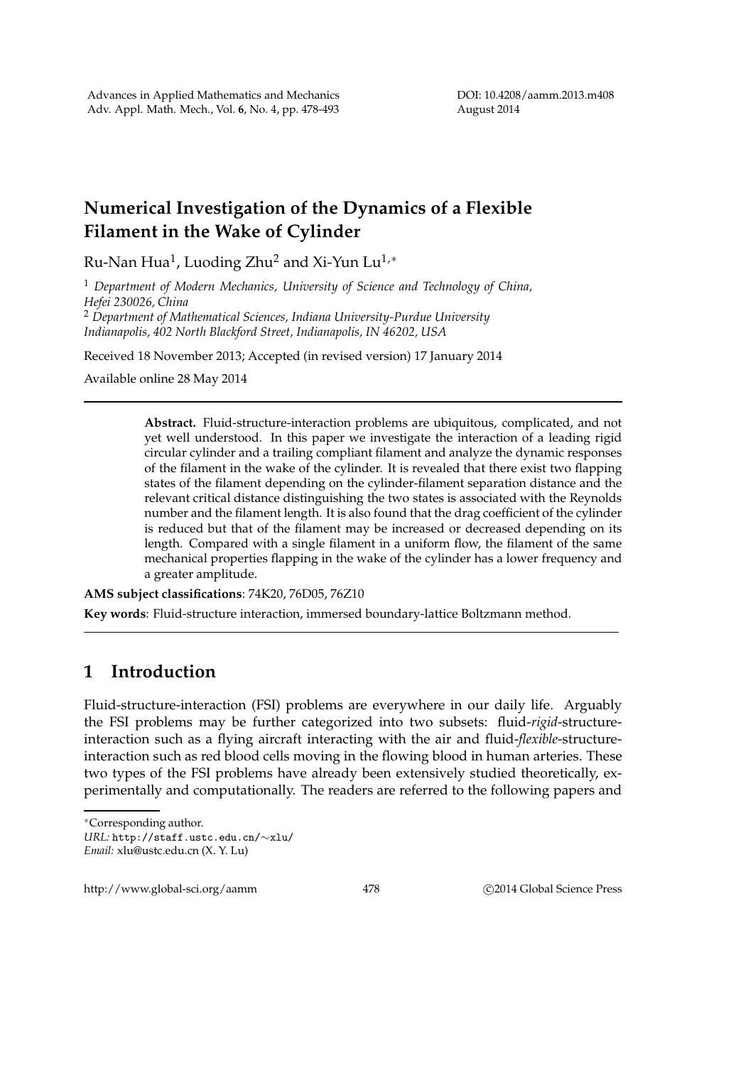# Numerical Investigation of the Dynamics of a Flexible Filament in the Wake of Cylinder

Ru-Nan Hua[1], Luoding Zhu[2] and Xi-Yun Lu[1,*]

[1] *Department of Modern Mechanics, University of Science and Technology of China, Hefei 230026, China*

[2] *Department of Mathematical Sciences, Indiana University-Purdue University Indianapolis, 402 North Blackford Street, Indianapolis, IN 46202, USA*

Received 18 November 2013; Accepted (in revised version) 17 January 2014

Available online 28 May 2014

---

**Abstract.** Fluid-structure-interaction problems are ubiquitous, complicated, and not yet well understood. In this paper we investigate the interaction of a leading rigid circular cylinder and a trailing compliant filament and analyze the dynamic responses of the filament in the wake of the cylinder. It is revealed that there exist two flapping states of the filament depending on the cylinder-filament separation distance and the relevant critical distance distinguishing the two states is associated with the Reynolds number and the filament length. It is also found that the drag coefficient of the cylinder is reduced but that of the filament may be increased or decreased depending on its length. Compared with a single filament in a uniform flow, the filament of the same mechanical properties flapping in the wake of the cylinder has a lower frequency and a greater amplitude.

**AMS subject classifications**: 74K20, 76D05, 76Z10

**Key words**: Fluid-structure interaction, immersed boundary-lattice Boltzmann method.

---

## 1 Introduction

Fluid-structure-interaction (FSI) problems are everywhere in our daily life. Arguably the FSI problems may be further categorized into two subsets: fluid-*rigid*-structure-interaction such as a flying aircraft interacting with the air and fluid-*flexible*-structure-interaction such as red blood cells moving in the flowing blood in human arteries. These two types of the FSI problems have already been extensively studied theoretically, experimentally and computationally. The readers are referred to the following papers and

*Corresponding author.
*URL:* http://staff.ustc.edu.cn/~xlu/
*Email:* xlu@ustc.edu.cn (X. Y. Lu)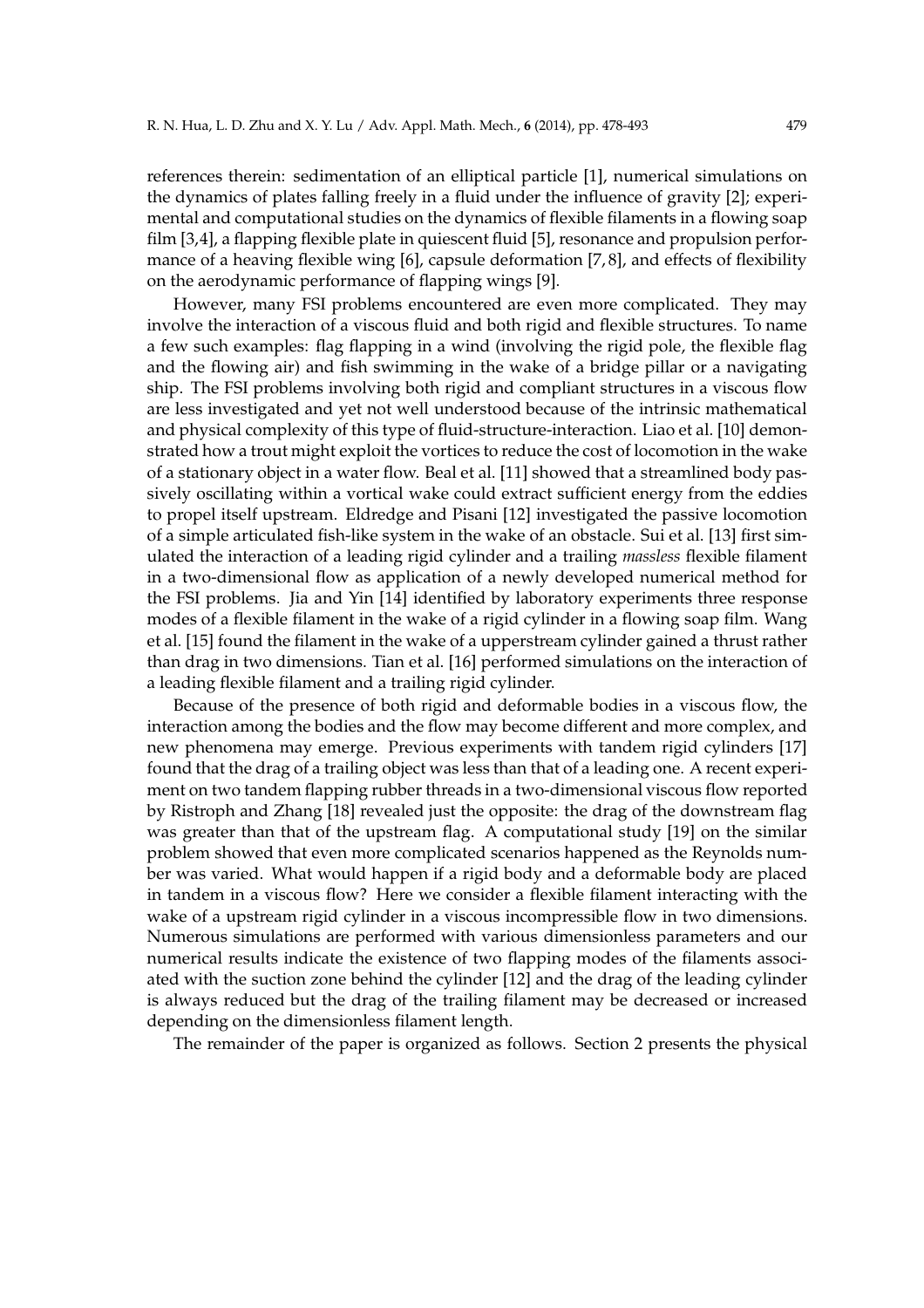references therein: sedimentation of an elliptical particle [1], numerical simulations on the dynamics of plates falling freely in a fluid under the influence of gravity [2]; experimental and computational studies on the dynamics of flexible filaments in a flowing soap film [3,4], a flapping flexible plate in quiescent fluid [5], resonance and propulsion performance of a heaving flexible wing [6], capsule deformation [7, 8], and effects of flexibility on the aerodynamic performance of flapping wings [9].

However, many FSI problems encountered are even more complicated. They may involve the interaction of a viscous fluid and both rigid and flexible structures. To name a few such examples: flag flapping in a wind (involving the rigid pole, the flexible flag and the flowing air) and fish swimming in the wake of a bridge pillar or a navigating ship. The FSI problems involving both rigid and compliant structures in a viscous flow are less investigated and yet not well understood because of the intrinsic mathematical and physical complexity of this type of fluid-structure-interaction. Liao et al. [10] demonstrated how a trout might exploit the vortices to reduce the cost of locomotion in the wake of a stationary object in a water flow. Beal et al. [11] showed that a streamlined body passively oscillating within a vortical wake could extract sufficient energy from the eddies to propel itself upstream. Eldredge and Pisani [12] investigated the passive locomotion of a simple articulated fish-like system in the wake of an obstacle. Sui et al. [13] first simulated the interaction of a leading rigid cylinder and a trailing *massless* flexible filament in a two-dimensional flow as application of a newly developed numerical method for the FSI problems. Jia and Yin [14] identified by laboratory experiments three response modes of a flexible filament in the wake of a rigid cylinder in a flowing soap film. Wang et al. [15] found the filament in the wake of a upperstream cylinder gained a thrust rather than drag in two dimensions. Tian et al. [16] performed simulations on the interaction of a leading flexible filament and a trailing rigid cylinder.

Because of the presence of both rigid and deformable bodies in a viscous flow, the interaction among the bodies and the flow may become different and more complex, and new phenomena may emerge. Previous experiments with tandem rigid cylinders [17] found that the drag of a trailing object was less than that of a leading one. A recent experiment on two tandem flapping rubber threads in a two-dimensional viscous flow reported by Ristroph and Zhang [18] revealed just the opposite: the drag of the downstream flag was greater than that of the upstream flag. A computational study [19] on the similar problem showed that even more complicated scenarios happened as the Reynolds number was varied. What would happen if a rigid body and a deformable body are placed in tandem in a viscous flow? Here we consider a flexible filament interacting with the wake of a upstream rigid cylinder in a viscous incompressible flow in two dimensions. Numerous simulations are performed with various dimensionless parameters and our numerical results indicate the existence of two flapping modes of the filaments associated with the suction zone behind the cylinder [12] and the drag of the leading cylinder is always reduced but the drag of the trailing filament may be decreased or increased depending on the dimensionless filament length.

The remainder of the paper is organized as follows. Section 2 presents the physical